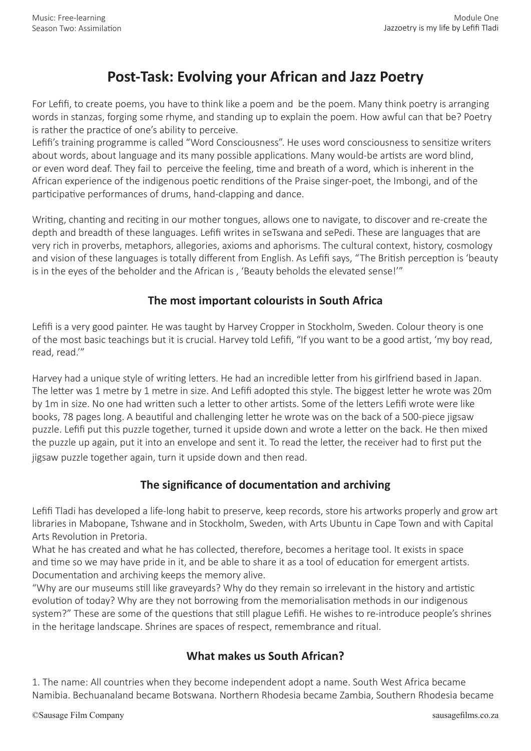# Post-Task: Evolving your African and Jazz Poetry

For Lefifi, to create poems, you have to think like a poem and be the poem. Many think poetry is arranging words in stanzas, forging some rhyme, and standing up to explain the poem. How awful can that be? Poetry is rather the practice of one's ability to perceive.
Lefifi's training programme is called "Word Consciousness". He uses word consciousness to sensitize writers about words, about language and its many possible applications. Many would-be artists are word blind, or even word deaf. They fail to perceive the feeling, time and breath of a word, which is inherent in the African experience of the indigenous poetic renditions of the Praise singer-poet, the Imbongi, and of the participative performances of drums, hand-clapping and dance.

Writing, chanting and reciting in our mother tongues, allows one to navigate, to discover and re-create the depth and breadth of these languages. Lefifi writes in seTswana and sePedi. These are languages that are very rich in proverbs, metaphors, allegories, axioms and aphorisms. The cultural context, history, cosmology and vision of these languages is totally different from English. As Lefifi says, "The British perception is 'beauty is in the eyes of the beholder and the African is , 'Beauty beholds the elevated sense!'"

## The most important colourists in South Africa

Lefifi is a very good painter. He was taught by Harvey Cropper in Stockholm, Sweden. Colour theory is one of the most basic teachings but it is crucial. Harvey told Lefifi, "If you want to be a good artist, 'my boy read, read, read.'"

Harvey had a unique style of writing letters. He had an incredible letter from his girlfriend based in Japan. The letter was 1 metre by 1 metre in size. And Lefifi adopted this style. The biggest letter he wrote was 20m by 1m in size. No one had written such a letter to other artists. Some of the letters Lefifi wrote were like books, 78 pages long. A beautiful and challenging letter he wrote was on the back of a 500-piece jigsaw puzzle. Lefifi put this puzzle together, turned it upside down and wrote a letter on the back. He then mixed the puzzle up again, put it into an envelope and sent it. To read the letter, the receiver had to first put the jigsaw puzzle together again, turn it upside down and then read.

## The significance of documentation and archiving

Lefifi Tladi has developed a life-long habit to preserve, keep records, store his artworks properly and grow art libraries in Mabopane, Tshwane and in Stockholm, Sweden, with Arts Ubuntu in Cape Town and with Capital Arts Revolution in Pretoria.
What he has created and what he has collected, therefore, becomes a heritage tool. It exists in space and time so we may have pride in it, and be able to share it as a tool of education for emergent artists. Documentation and archiving keeps the memory alive.
"Why are our museums still like graveyards? Why do they remain so irrelevant in the history and artistic evolution of today? Why are they not borrowing from the memorialisation methods in our indigenous system?" These are some of the questions that still plague Lefifi. He wishes to re-introduce people's shrines in the heritage landscape. Shrines are spaces of respect, remembrance and ritual.

## What makes us South African?

1. The name: All countries when they become independent adopt a name. South West Africa became Namibia. Bechuanaland became Botswana. Northern Rhodesia became Zambia, Southern Rhodesia became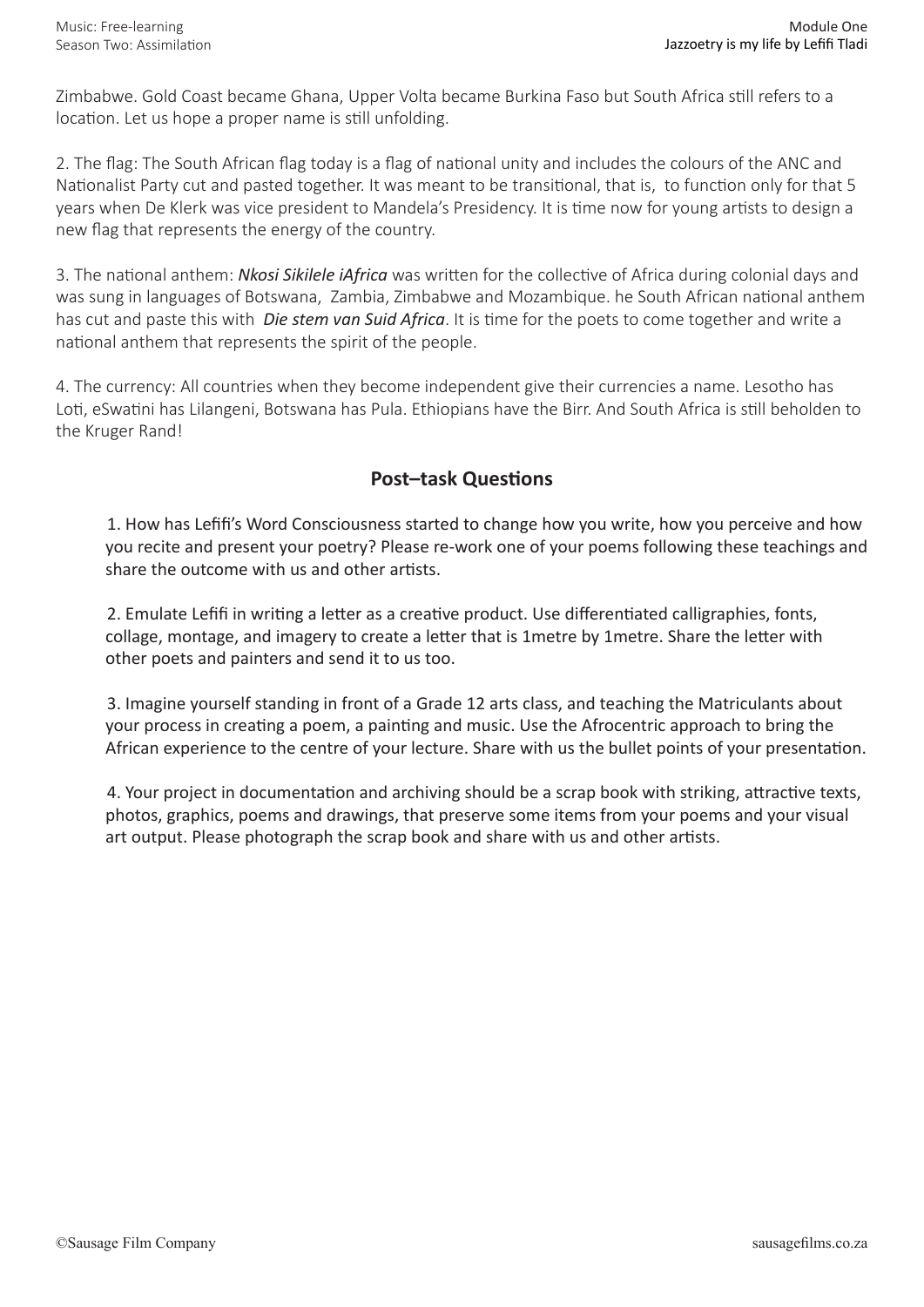Zimbabwe. Gold Coast became Ghana, Upper Volta became Burkina Faso but South Africa still refers to a location. Let us hope a proper name is still unfolding.

2. The flag: The South African flag today is a flag of national unity and includes the colours of the ANC and Nationalist Party cut and pasted together. It was meant to be transitional, that is, to function only for that 5 years when De Klerk was vice president to Mandela's Presidency. It is time now for young artists to design a new flag that represents the energy of the country.

3. The national anthem: ***Nkosi Sikilele iAfrica*** was written for the collective of Africa during colonial days and was sung in languages of Botswana, Zambia, Zimbabwe and Mozambique. he South African national anthem has cut and paste this with ***Die stem van Suid Africa***. It is time for the poets to come together and write a national anthem that represents the spirit of the people.

4. The currency: All countries when they become independent give their currencies a name. Lesotho has Loti, eSwatini has Lilangeni, Botswana has Pula. Ethiopians have the Birr. And South Africa is still beholden to the Kruger Rand!

## Post–task Questions

1. How has Lefifi's Word Consciousness started to change how you write, how you perceive and how you recite and present your poetry? Please re-work one of your poems following these teachings and share the outcome with us and other artists.

2. Emulate Lefifi in writing a letter as a creative product. Use differentiated calligraphies, fonts, collage, montage, and imagery to create a letter that is 1metre by 1metre. Share the letter with other poets and painters and send it to us too.

3. Imagine yourself standing in front of a Grade 12 arts class, and teaching the Matriculants about your process in creating a poem, a painting and music. Use the Afrocentric approach to bring the African experience to the centre of your lecture. Share with us the bullet points of your presentation.

4. Your project in documentation and archiving should be a scrap book with striking, attractive texts, photos, graphics, poems and drawings, that preserve some items from your poems and your visual art output. Please photograph the scrap book and share with us and other artists.